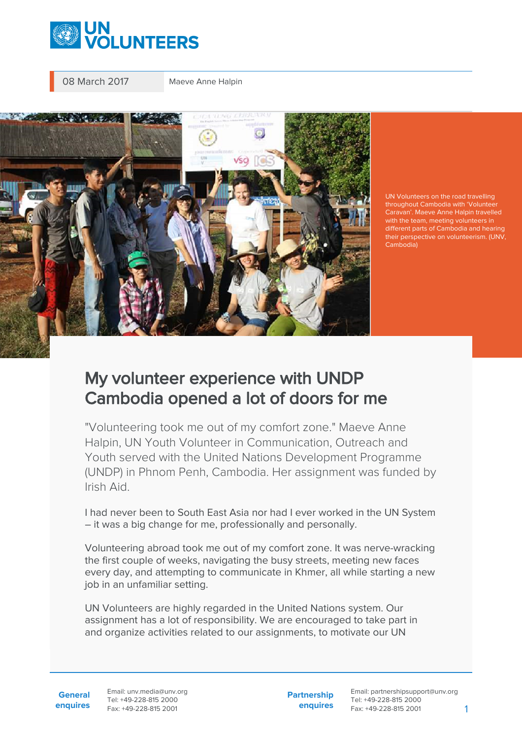# UN VOLUNTEERS

08 March 2017 | Maeve Anne Halpin

UN Volunteers on the road travelling throughout Cambodia with 'Volunteer Caravan'. Maeve Anne Halpin travelled with the team, meeting volunteers in different parts of Cambodia and hearing their perspective on volunteerism. (UNV, Cambodia)

## My volunteer experience with UNDP Cambodia opened a lot of doors for me

"Volunteering took me out of my comfort zone." Maeve Anne Halpin, UN Youth Volunteer in Communication, Outreach and Youth served with the United Nations Development Programme (UNDP) in Phnom Penh, Cambodia. Her assignment was funded by Irish Aid.

I had never been to South East Asia nor had I ever worked in the UN System – it was a big change for me, professionally and personally.

Volunteering abroad took me out of my comfort zone. It was nerve-wracking the first couple of weeks, navigating the busy streets, meeting new faces every day, and attempting to communicate in Khmer, all while starting a new job in an unfamiliar setting.

UN Volunteers are highly regarded in the United Nations system. Our assignment has a lot of responsibility. We are encouraged to take part in and organize activities related to our assignments, to motivate our UN

**General enquires** Email: unv.media@unv.org Tel: +49-228-815 2000 Fax: +49-228-815 2001

**Partnership enquires** Email: partnershipsupport@unv.org Tel: +49-228-815 2000 Fax: +49-228-815 2001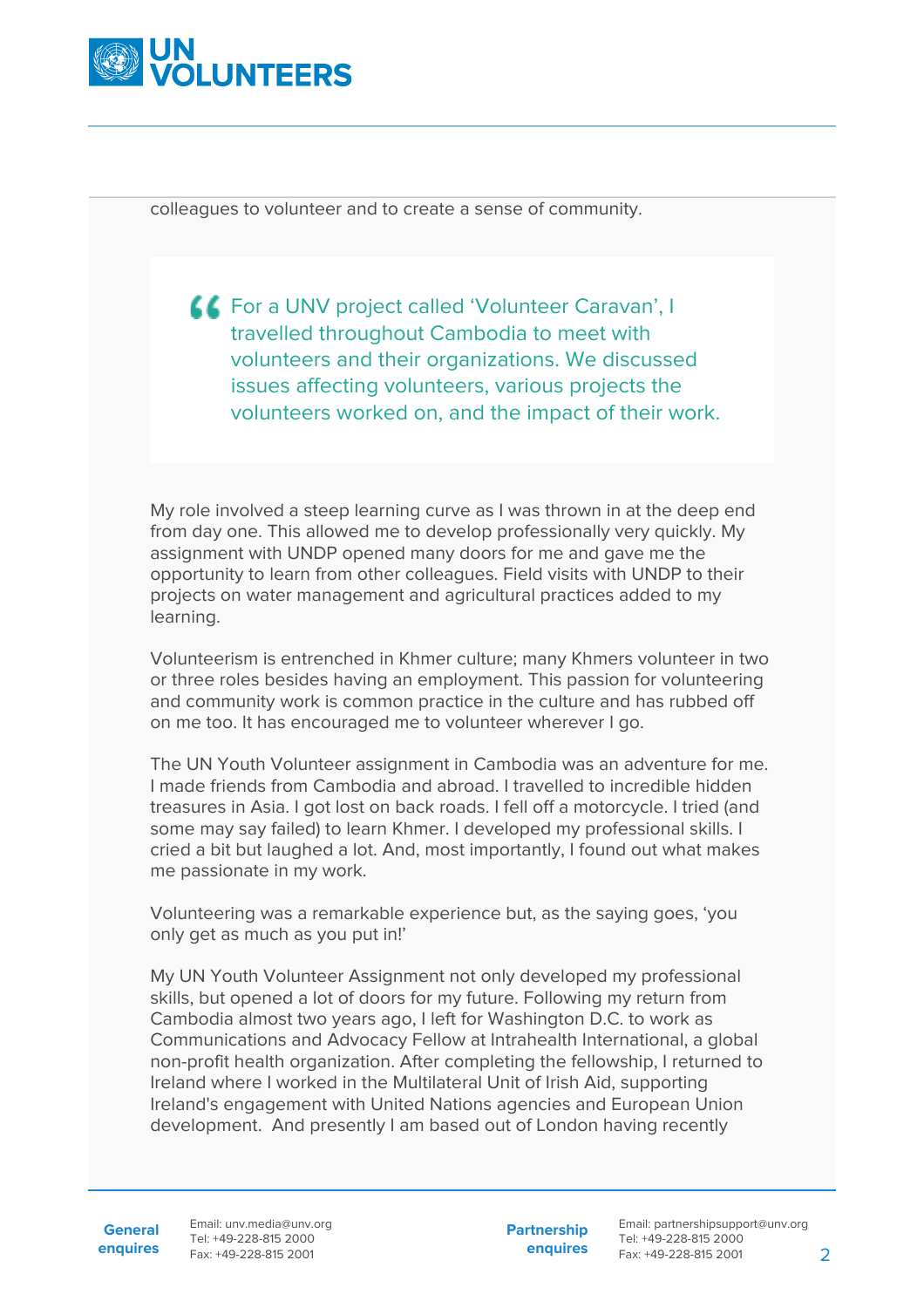colleagues to volunteer and to create a sense of community.

> For a UNV project called 'Volunteer Caravan', I travelled throughout Cambodia to meet with volunteers and their organizations. We discussed issues affecting volunteers, various projects the volunteers worked on, and the impact of their work.

My role involved a steep learning curve as I was thrown in at the deep end from day one. This allowed me to develop professionally very quickly. My assignment with UNDP opened many doors for me and gave me the opportunity to learn from other colleagues. Field visits with UNDP to their projects on water management and agricultural practices added to my learning.

Volunteerism is entrenched in Khmer culture; many Khmers volunteer in two or three roles besides having an employment. This passion for volunteering and community work is common practice in the culture and has rubbed off on me too. It has encouraged me to volunteer wherever I go.

The UN Youth Volunteer assignment in Cambodia was an adventure for me. I made friends from Cambodia and abroad. I travelled to incredible hidden treasures in Asia. I got lost on back roads. I fell off a motorcycle. I tried (and some may say failed) to learn Khmer. I developed my professional skills. I cried a bit but laughed a lot. And, most importantly, I found out what makes me passionate in my work.

Volunteering was a remarkable experience but, as the saying goes, 'you only get as much as you put in!'

My UN Youth Volunteer Assignment not only developed my professional skills, but opened a lot of doors for my future. Following my return from Cambodia almost two years ago, I left for Washington D.C. to work as Communications and Advocacy Fellow at Intrahealth International, a global non-profit health organization. After completing the fellowship, I returned to Ireland where I worked in the Multilateral Unit of Irish Aid, supporting Ireland's engagement with United Nations agencies and European Union development. And presently I am based out of London having recently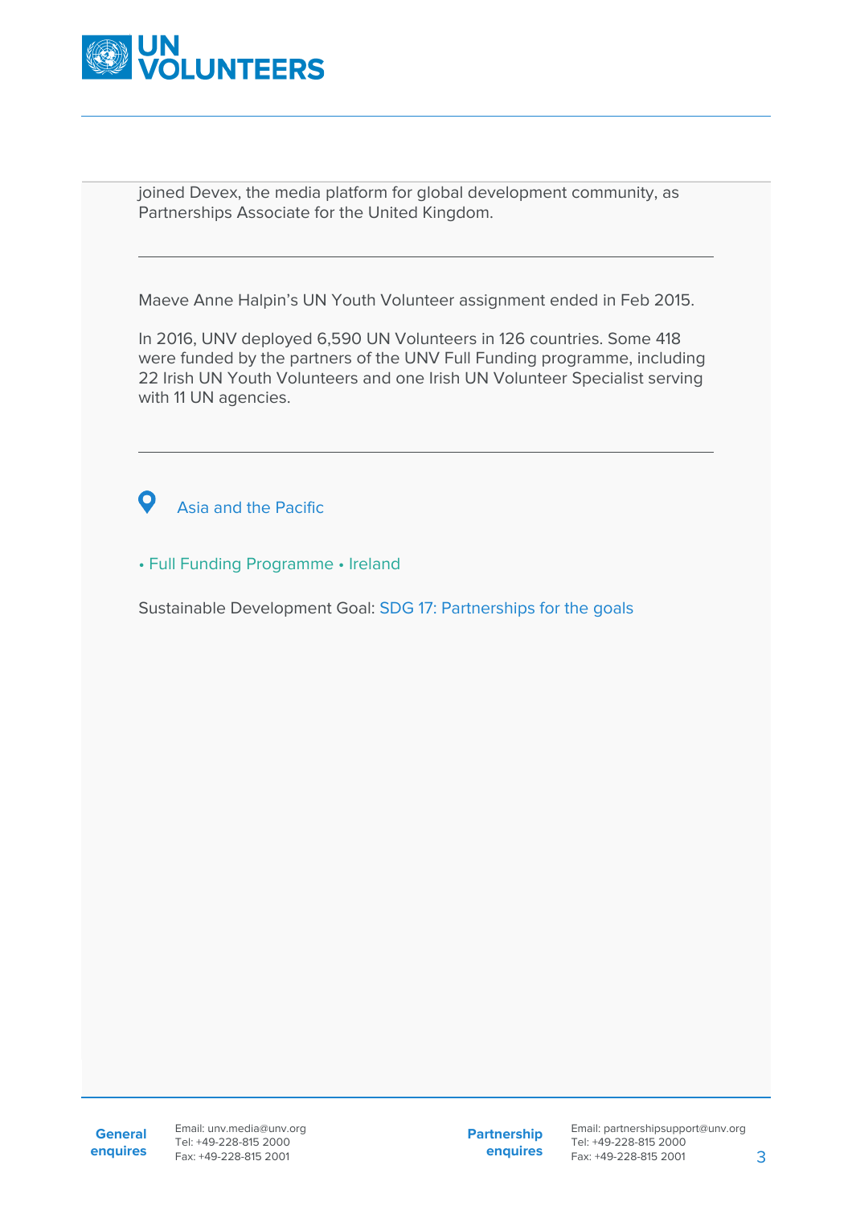joined Devex, the media platform for global development community, as Partnerships Associate for the United Kingdom.

---

Maeve Anne Halpin's UN Youth Volunteer assignment ended in Feb 2015.

In 2016, UNV deployed 6,590 UN Volunteers in 126 countries. Some 418 were funded by the partners of the UNV Full Funding programme, including 22 Irish UN Youth Volunteers and one Irish UN Volunteer Specialist serving with 11 UN agencies.

---

Asia and the Pacific

• Full Funding Programme • Ireland

Sustainable Development Goal: SDG 17: Partnerships for the goals

**General enquires**
Email: unv.media@unv.org
Tel: +49-228-815 2000
Fax: +49-228-815 2001

**Partnership enquires**
Email: partnershipsupport@unv.org
Tel: +49-228-815 2000
Fax: +49-228-815 2001